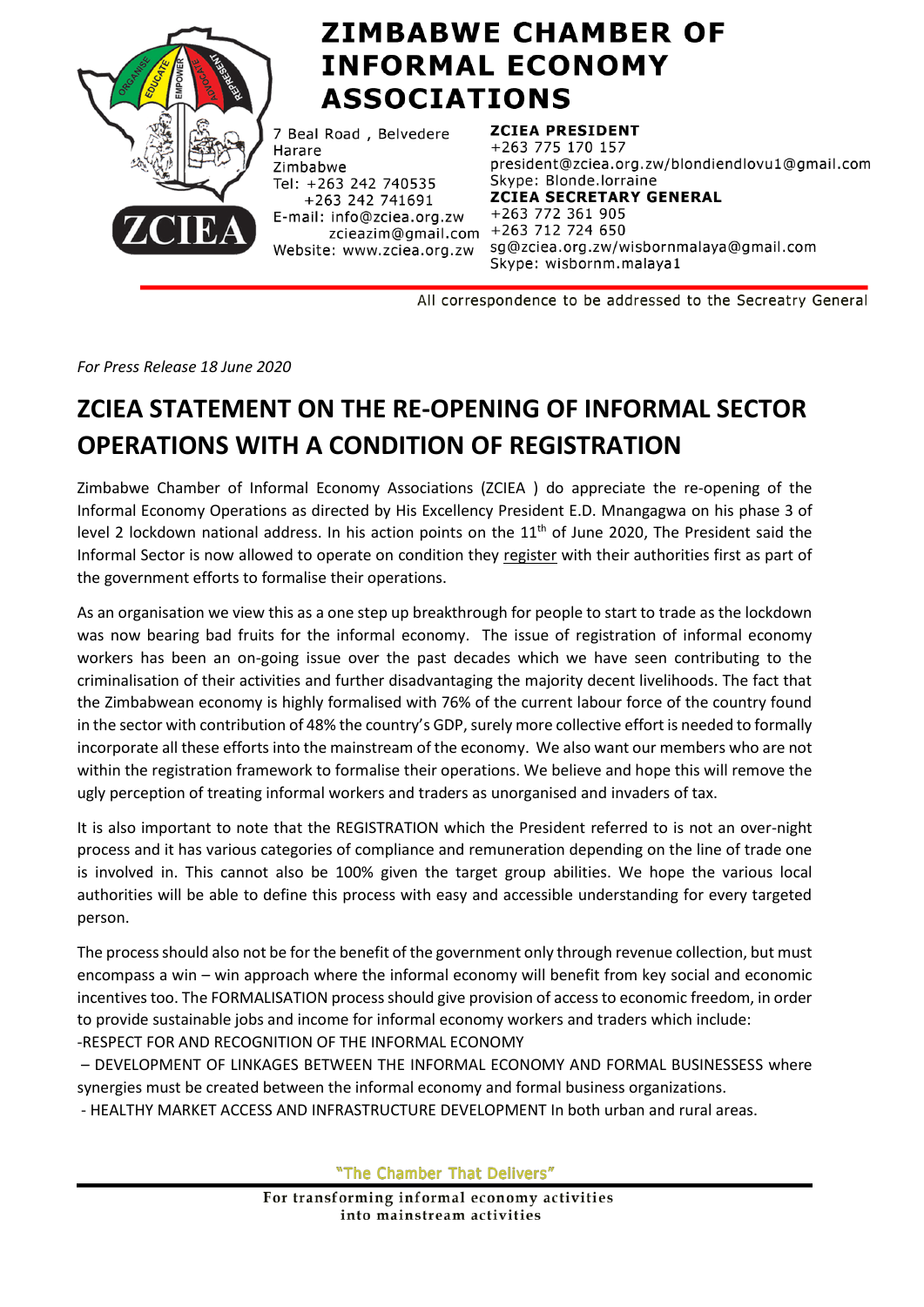# ZIMBABWE CHAMBER OF INFORMAL ECONOMY ASSOCIATIONS

7 Beal Road , Belvedere
Harare
Zimbabwe
Tel: +263 242 740535
+263 242 741691
E-mail: info@zciea.org.zw
zcieazim@gmail.com
Website: www.zciea.org.zw

**ZCIEA PRESIDENT**
+263 775 170 157
president@zciea.org.zw/blondiendlovu1@gmail.com
Skype: Blonde.lorraine

**ZCIEA SECRETARY GENERAL**
+263 772 361 905
+263 712 724 650
sg@zciea.org.zw/wisbornmalaya@gmail.com
Skype: wisbornm.malaya1

All correspondence to be addressed to the Secreatry General

*For Press Release 18 June 2020*

## ZCIEA STATEMENT ON THE RE-OPENING OF INFORMAL SECTOR OPERATIONS WITH A CONDITION OF REGISTRATION

Zimbabwe Chamber of Informal Economy Associations (ZCIEA ) do appreciate the re-opening of the Informal Economy Operations as directed by His Excellency President E.D. Mnangagwa on his phase 3 of level 2 lockdown national address. In his action points on the 11th of June 2020, The President said the Informal Sector is now allowed to operate on condition they register with their authorities first as part of the government efforts to formalise their operations.

As an organisation we view this as a one step up breakthrough for people to start to trade as the lockdown was now bearing bad fruits for the informal economy. The issue of registration of informal economy workers has been an on-going issue over the past decades which we have seen contributing to the criminalisation of their activities and further disadvantaging the majority decent livelihoods. The fact that the Zimbabwean economy is highly formalised with 76% of the current labour force of the country found in the sector with contribution of 48% the country's GDP, surely more collective effort is needed to formally incorporate all these efforts into the mainstream of the economy. We also want our members who are not within the registration framework to formalise their operations. We believe and hope this will remove the ugly perception of treating informal workers and traders as unorganised and invaders of tax.

It is also important to note that the REGISTRATION which the President referred to is not an over-night process and it has various categories of compliance and remuneration depending on the line of trade one is involved in. This cannot also be 100% given the target group abilities. We hope the various local authorities will be able to define this process with easy and accessible understanding for every targeted person.

The process should also not be for the benefit of the government only through revenue collection, but must encompass a win – win approach where the informal economy will benefit from key social and economic incentives too. The FORMALISATION process should give provision of access to economic freedom, in order to provide sustainable jobs and income for informal economy workers and traders which include:

- RESPECT FOR AND RECOGNITION OF THE INFORMAL ECONOMY
- DEVELOPMENT OF LINKAGES BETWEEN THE INFORMAL ECONOMY AND FORMAL BUSINESSESS where synergies must be created between the informal economy and formal business organizations.
- HEALTHY MARKET ACCESS AND INFRASTRUCTURE DEVELOPMENT In both urban and rural areas.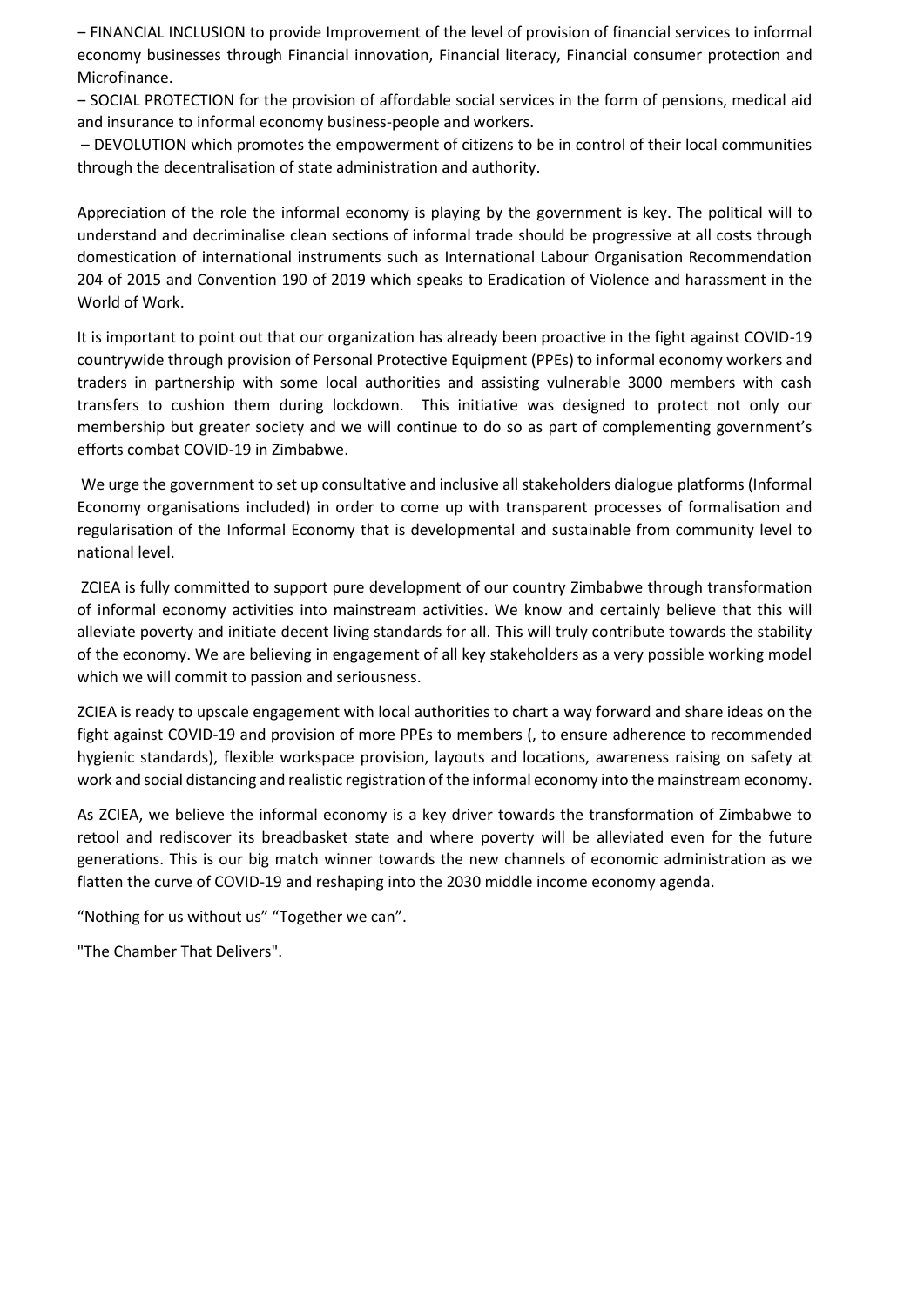– FINANCIAL INCLUSION to provide Improvement of the level of provision of financial services to informal economy businesses through Financial innovation, Financial literacy, Financial consumer protection and Microfinance.

– SOCIAL PROTECTION for the provision of affordable social services in the form of pensions, medical aid and insurance to informal economy business-people and workers.

– DEVOLUTION which promotes the empowerment of citizens to be in control of their local communities through the decentralisation of state administration and authority.

Appreciation of the role the informal economy is playing by the government is key. The political will to understand and decriminalise clean sections of informal trade should be progressive at all costs through domestication of international instruments such as International Labour Organisation Recommendation 204 of 2015 and Convention 190 of 2019 which speaks to Eradication of Violence and harassment in the World of Work.

It is important to point out that our organization has already been proactive in the fight against COVID-19 countrywide through provision of Personal Protective Equipment (PPEs) to informal economy workers and traders in partnership with some local authorities and assisting vulnerable 3000 members with cash transfers to cushion them during lockdown. This initiative was designed to protect not only our membership but greater society and we will continue to do so as part of complementing government's efforts combat COVID-19 in Zimbabwe.

We urge the government to set up consultative and inclusive all stakeholders dialogue platforms (Informal Economy organisations included) in order to come up with transparent processes of formalisation and regularisation of the Informal Economy that is developmental and sustainable from community level to national level.

ZCIEA is fully committed to support pure development of our country Zimbabwe through transformation of informal economy activities into mainstream activities. We know and certainly believe that this will alleviate poverty and initiate decent living standards for all. This will truly contribute towards the stability of the economy. We are believing in engagement of all key stakeholders as a very possible working model which we will commit to passion and seriousness.

ZCIEA is ready to upscale engagement with local authorities to chart a way forward and share ideas on the fight against COVID-19 and provision of more PPEs to members (, to ensure adherence to recommended hygienic standards), flexible workspace provision, layouts and locations, awareness raising on safety at work and social distancing and realistic registration of the informal economy into the mainstream economy.

As ZCIEA, we believe the informal economy is a key driver towards the transformation of Zimbabwe to retool and rediscover its breadbasket state and where poverty will be alleviated even for the future generations. This is our big match winner towards the new channels of economic administration as we flatten the curve of COVID-19 and reshaping into the 2030 middle income economy agenda.

"Nothing for us without us" "Together we can".

"The Chamber That Delivers".